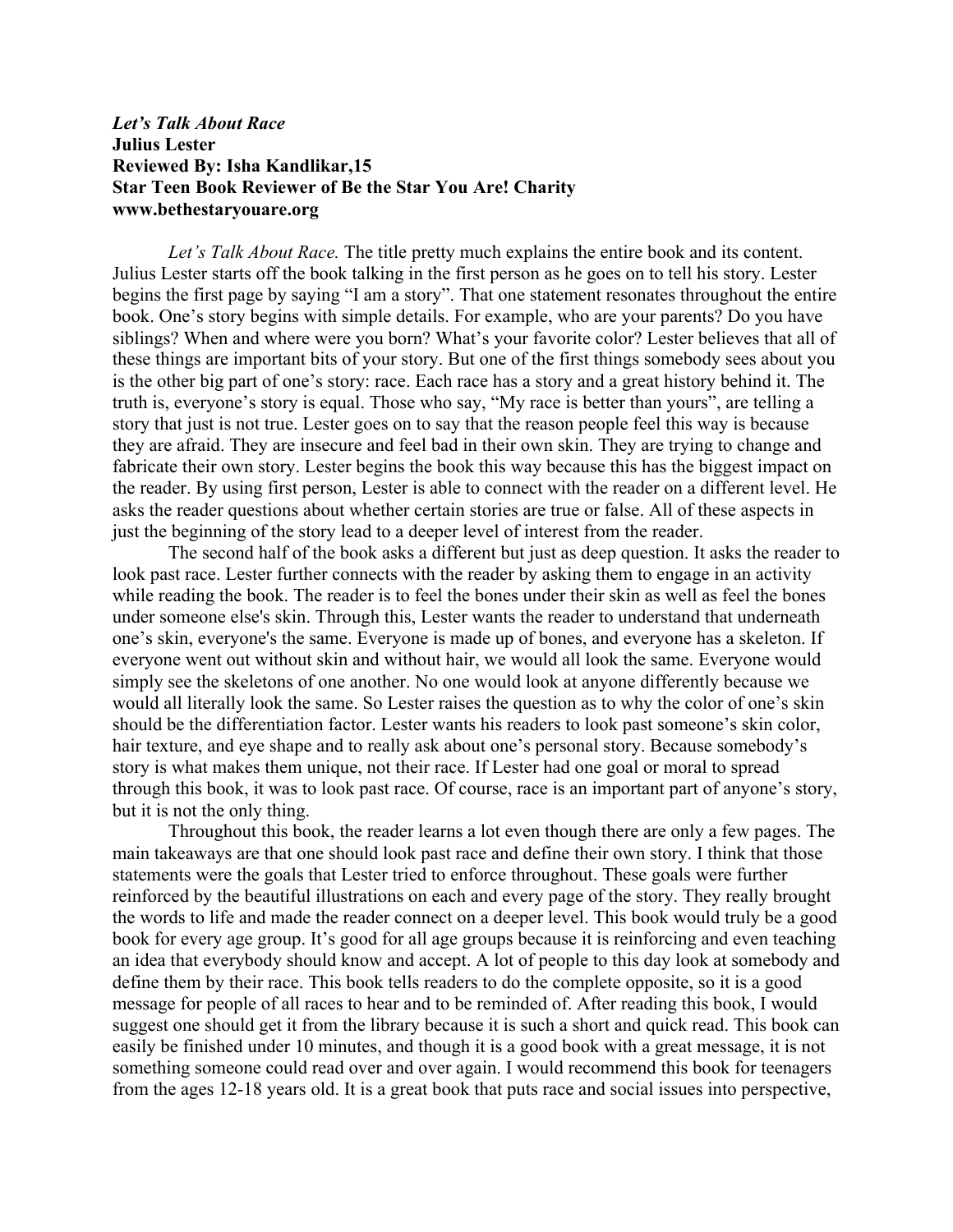***Let's Talk About Race***
**Julius Lester**
**Reviewed By: Isha Kandlikar,15**
**Star Teen Book Reviewer of Be the Star You Are! Charity**
**www.bethestaryouare.org**

*Let's Talk About Race.* The title pretty much explains the entire book and its content. Julius Lester starts off the book talking in the first person as he goes on to tell his story. Lester begins the first page by saying "I am a story". That one statement resonates throughout the entire book. One's story begins with simple details. For example, who are your parents? Do you have siblings? When and where were you born? What's your favorite color? Lester believes that all of these things are important bits of your story. But one of the first things somebody sees about you is the other big part of one's story: race. Each race has a story and a great history behind it. The truth is, everyone's story is equal. Those who say, "My race is better than yours", are telling a story that just is not true. Lester goes on to say that the reason people feel this way is because they are afraid. They are insecure and feel bad in their own skin. They are trying to change and fabricate their own story. Lester begins the book this way because this has the biggest impact on the reader. By using first person, Lester is able to connect with the reader on a different level. He asks the reader questions about whether certain stories are true or false. All of these aspects in just the beginning of the story lead to a deeper level of interest from the reader.

The second half of the book asks a different but just as deep question. It asks the reader to look past race. Lester further connects with the reader by asking them to engage in an activity while reading the book. The reader is to feel the bones under their skin as well as feel the bones under someone else's skin. Through this, Lester wants the reader to understand that underneath one's skin, everyone's the same. Everyone is made up of bones, and everyone has a skeleton. If everyone went out without skin and without hair, we would all look the same. Everyone would simply see the skeletons of one another. No one would look at anyone differently because we would all literally look the same. So Lester raises the question as to why the color of one's skin should be the differentiation factor. Lester wants his readers to look past someone's skin color, hair texture, and eye shape and to really ask about one's personal story. Because somebody's story is what makes them unique, not their race. If Lester had one goal or moral to spread through this book, it was to look past race. Of course, race is an important part of anyone's story, but it is not the only thing.

Throughout this book, the reader learns a lot even though there are only a few pages. The main takeaways are that one should look past race and define their own story. I think that those statements were the goals that Lester tried to enforce throughout. These goals were further reinforced by the beautiful illustrations on each and every page of the story. They really brought the words to life and made the reader connect on a deeper level. This book would truly be a good book for every age group. It's good for all age groups because it is reinforcing and even teaching an idea that everybody should know and accept. A lot of people to this day look at somebody and define them by their race. This book tells readers to do the complete opposite, so it is a good message for people of all races to hear and to be reminded of. After reading this book, I would suggest one should get it from the library because it is such a short and quick read. This book can easily be finished under 10 minutes, and though it is a good book with a great message, it is not something someone could read over and over again. I would recommend this book for teenagers from the ages 12-18 years old. It is a great book that puts race and social issues into perspective,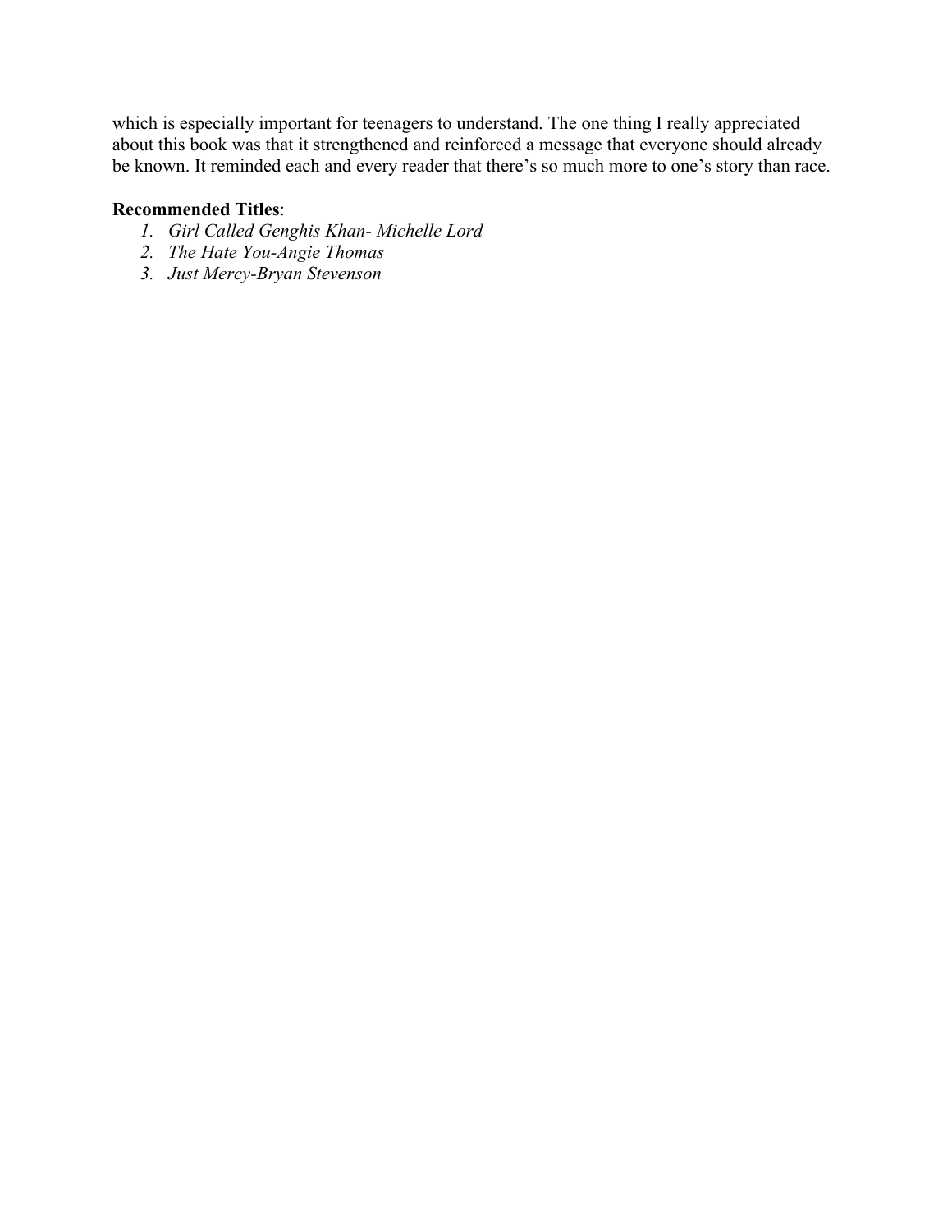which is especially important for teenagers to understand. The one thing I really appreciated about this book was that it strengthened and reinforced a message that everyone should already be known. It reminded each and every reader that there's so much more to one's story than race.

**Recommended Titles**:

1. *Girl Called Genghis Khan- Michelle Lord*
2. *The Hate You-Angie Thomas*
3. *Just Mercy-Bryan Stevenson*